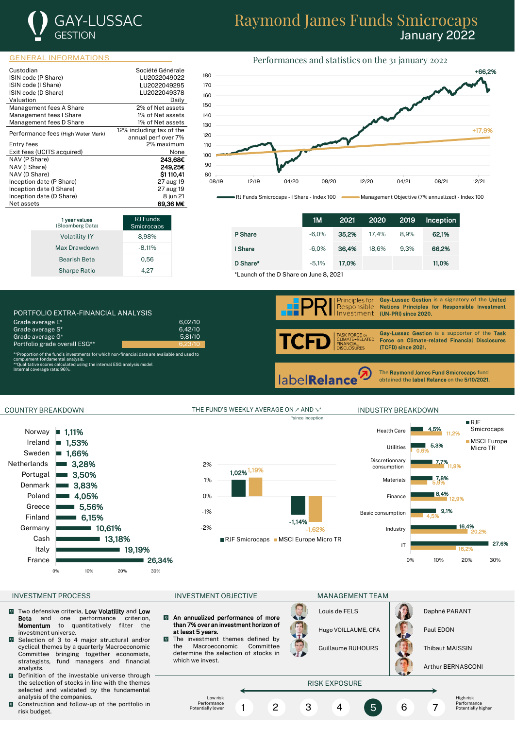# GAY-LUSSAC GESTION

# Raymond James Funds Smicrocaps
## January 2022

## GENERAL INFORMATIONS

| | |
|---|---|
| Custodian | Société Générale |
| ISIN code (P Share) | LU2022049022 |
| ISIN code (I Share) | LU2022049295 |
| ISIN code (D Share) | LU2022049378 |
| Valuation | Daily |
| Management fees A Share | 2% of Net assets |
| Management fees I Share | 1% of Net assets |
| Management fees D Share | 1% of Net assets |
| Performance fees (High Water Mark) | 12% including tax of the annual perf over 7% |
| Entry fees | 2% maximum |
| Exit fees (UCITS acquired) | None |
| NAV (P Share) | **243,68€** |
| NAV (I Share) | **249,25€** |
| NAV (D Share) | **$1 110,41** |
| Inception date (P Share) | 27 aug 19 |
| Inception date (I Share) | 27 aug 19 |
| Inception date (D Share) | 8 jun 21 |
| Net assets | **69,36 M€** |

## Performances and statistics on the 31 january 2022

Chart: RJ Funds Smicrocaps - I Share - Index 100 (+66,2%); Management Objective (7% annualized) - Index 100 (+17,9%). Period 08/19 to 12/21.

| 1 year values (Bloomberg Data) | RJ Funds Smicrocaps |
|---|---|
| Volatility 1Y | 8,98% |
| Max Drawdown | -8,11% |
| Bearish Beta | 0,56 |
| Sharpe Ratio | 4,27 |

| | 1M | 2021 | 2020 | 2019 | Inception |
|---|---|---|---|---|---|
| P Share | -6,0% | **35,2%** | 17,4% | 8,9% | **62,1%** |
| I Share | -6,0% | **36,4%** | 18,6% | 9,3% | **66,2%** |
| D Share* | -5,1% | **17,0%** | | | **11,0%** |

*Launch of the D Share on June 8, 2021

## PORTFOLIO EXTRA-FINANCIAL ANALYSIS

| | |
|---|---|
| Grade average E* | 6,02/10 |
| Grade average S* | 6,42/10 |
| Grade average G* | 5,81/10 |
| Portfolio grade overall ESG** | 6,23/10 |

*Proportion of the fund's investments for which non-financial data are available and used to complement fondamental analysis.
**Qualitative scores calculated using the internal ESG analysis model
Internal coverage rate: 96%.

**PRI** Principles for Responsible Investment — **Gay-Lussac Gestion** is a signatory of the **United Nations Principles for Responsible Investment (UN-PRI) since 2020.**

**TCFD** Task Force on Climate-related Financial Disclosures — **Gay-Lussac Gestion** is a supporter of the **Task Force on Climate-related Financial Disclosures (TCFD) since 2021.**

**labelRelance** — The **Raymond James Fund Smicrocaps** fund obtained the **label Relance** on the **5/10/2021.**

## COUNTRY BREAKDOWN

| Country | Weight |
|---|---|
| Norway | 1,11% |
| Ireland | 1,53% |
| Sweden | 1,66% |
| Netherlands | 3,28% |
| Portugal | 3,50% |
| Denmark | 3,83% |
| Poland | 4,05% |
| Greece | 5,56% |
| Finland | 6,15% |
| Germany | 10,61% |
| Cash | 13,18% |
| Italy | 19,19% |
| France | 26,34% |

## THE FUND'S WEEKLY AVERAGE ON ↗ AND ↘*

*since inception

| | RJF Smicrocaps | MSCI Europe Micro TR |
|---|---|---|
| ↗ | 1,02% | 1,19% |
| ↘ | -1,14% | -1,62% |

## INDUSTRY BREAKDOWN

| Industry | RJF Smicrocaps | MSCI Europe Micro TR |
|---|---|---|
| Health Care | 4,5% | 11,2% |
| Utilities | 5,3% | 0,6% |
| Discretionnary consumption | 7,7% | 11,9% |
| Materials | 7,8% | 5,9% |
| Finance | 8,4% | 12,9% |
| Basic consumption | 9,1% | 4,5% |
| Industry | 16,4% | 20,2% |
| IT | 27,6% | 16,2% |

## INVESTMENT PROCESS

- Two defensive criteria, **Low Volatility** and **Low Beta** and one performance criterion, **Momentum** to quantitatively filter the investment universe.
- Selection of 3 to 4 major structural and/or cyclical themes by a quarterly Macroeconomic Committee bringing together economists, strategists, fund managers and financial analysts.
- Definition of the investable universe through the selection of stocks in line with the themes selected and validated by the fundamental analysis of the companies.
- Construction and follow-up of the portfolio in risk budget.

## INVESTMENT OBJECTIVE

- **An annualized performance of more than 7% over an investment horizon of at least 5 years.**
- The investment themes defined by the Macroeconomic Committee determine the selection of stocks in which we invest.

## MANAGEMENT TEAM

- Louis de FELS
- Hugo VOILLAUME, CFA
- Guillaume BUHOURS
- Daphné PARANT
- Paul EDON
- Thibaut MAISSIN
- Arthur BERNASCONI

## RISK EXPOSURE

Low risk, Performance Potentially lower — 1 2 3 4 **5** 6 7 — High risk, Performance Potentially higher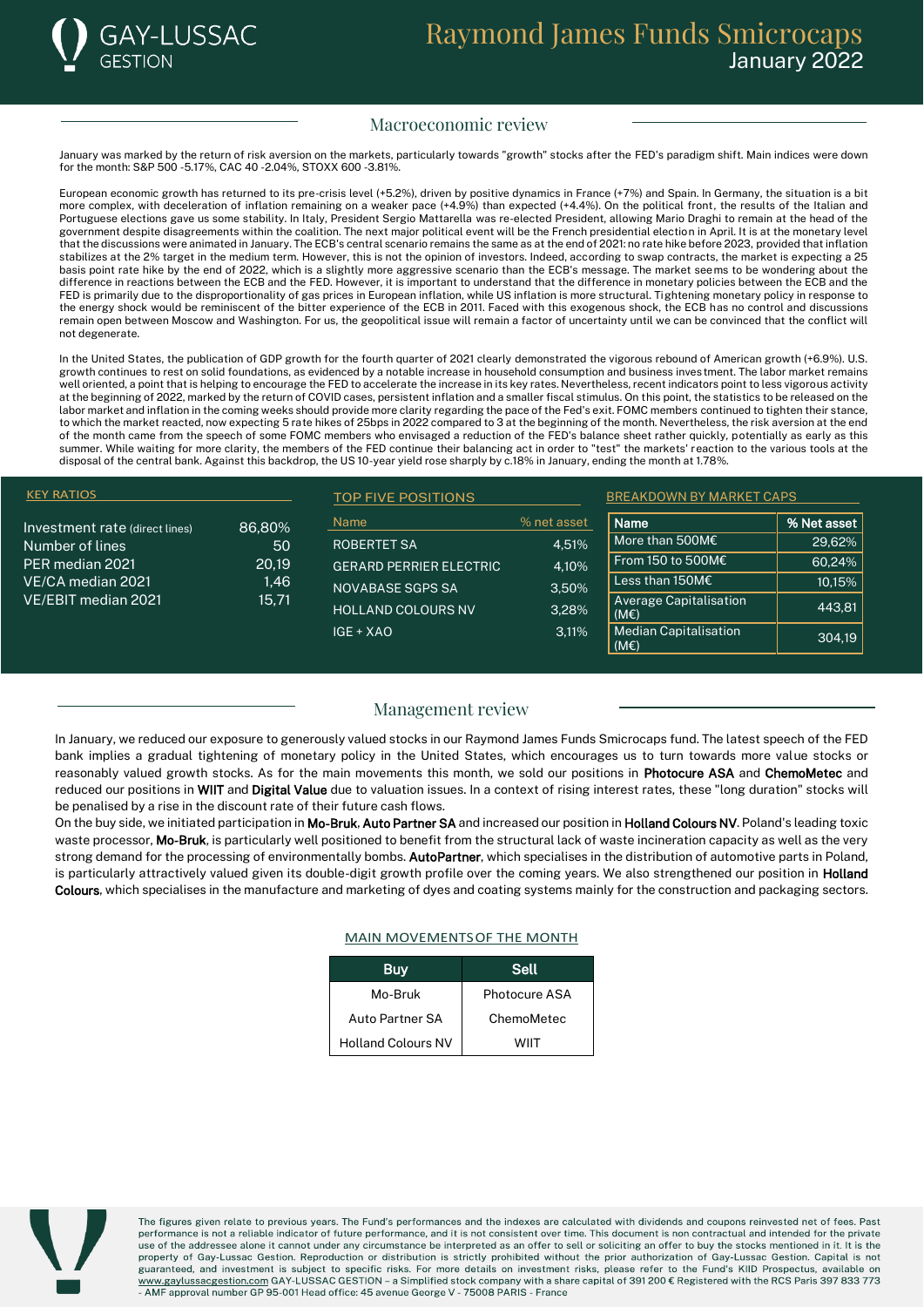# Raymond James Funds Smicrocaps
January 2022

## Macroeconomic review

January was marked by the return of risk aversion on the markets, particularly towards "growth" stocks after the FED's paradigm shift. Main indices were down for the month: S&P 500 -5.17%, CAC 40 -2.04%, STOXX 600 -3.81%.

European economic growth has returned to its pre-crisis level (+5.2%), driven by positive dynamics in France (+7%) and Spain. In Germany, the situation is a bit more complex, with deceleration of inflation remaining on a weaker pace (+4.9%) than expected (+4.4%). On the political front, the results of the Italian and Portuguese elections gave us some stability. In Italy, President Sergio Mattarella was re-elected President, allowing Mario Draghi to remain at the head of the government despite disagreements within the coalition. The next major political event will be the French presidential election in April. It is at the monetary level that the discussions were animated in January. The ECB's central scenario remains the same as at the end of 2021: no rate hike before 2023, provided that inflation stabilizes at the 2% target in the medium term. However, this is not the opinion of investors. Indeed, according to swap contracts, the market is expecting a 25 basis point rate hike by the end of 2022, which is a slightly more aggressive scenario than the ECB's message. The market seems to be wondering about the difference in reactions between the ECB and the FED. However, it is important to understand that the difference in monetary policies between the ECB and the FED is primarily due to the disproportionality of gas prices in European inflation, while US inflation is more structural. Tightening monetary policy in response to the energy shock would be reminiscent of the bitter experience of the ECB in 2011. Faced with this exogenous shock, the ECB has no control and discussions remain open between Moscow and Washington. For us, the geopolitical issue will remain a factor of uncertainty until we can be convinced that the conflict will not degenerate.

In the United States, the publication of GDP growth for the fourth quarter of 2021 clearly demonstrated the vigorous rebound of American growth (+6.9%). U.S. growth continues to rest on solid foundations, as evidenced by a notable increase in household consumption and business investment. The labor market remains well oriented, a point that is helping to encourage the FED to accelerate the increase in its key rates. Nevertheless, recent indicators point to less vigorous activity at the beginning of 2022, marked by the return of COVID cases, persistent inflation and a smaller fiscal stimulus. On this point, the statistics to be released on the labor market and inflation in the coming weeks should provide more clarity regarding the pace of the Fed's exit. FOMC members continued to tighten their stance, to which the market reacted, now expecting 5 rate hikes of 25bps in 2022 compared to 3 at the beginning of the month. Nevertheless, the risk aversion at the end of the month came from the speech of some FOMC members who envisaged a reduction of the FED's balance sheet rather quickly, potentially as early as this summer. While waiting for more clarity, the members of the FED continue their balancing act in order to "test" the markets' reaction to the various tools at the disposal of the central bank. Against this backdrop, the US 10-year yield rose sharply by c.18% in January, ending the month at 1.78%.

### KEY RATIOS

| | |
|---|---|
| Investment rate (direct lines) | 86,80% |
| Number of lines | 50 |
| PER median 2021 | 20,19 |
| VE/CA median 2021 | 1,46 |
| VE/EBIT median 2021 | 15,71 |

### TOP FIVE POSITIONS

| Name | % net asset |
|---|---|
| ROBERTET SA | 4,51% |
| GERARD PERRIER ELECTRIC | 4,10% |
| NOVABASE SGPS SA | 3,50% |
| HOLLAND COLOURS NV | 3,28% |
| IGE + XAO | 3,11% |

### BREAKDOWN BY MARKET CAPS

| Name | % Net asset |
|---|---|
| More than 500M€ | 29,62% |
| From 150 to 500M€ | 60,24% |
| Less than 150M€ | 10,15% |
| Average Capitalisation (M€) | 443,81 |
| Median Capitalisation (M€) | 304,19 |

## Management review

In January, we reduced our exposure to generously valued stocks in our Raymond James Funds Smicrocaps fund. The latest speech of the FED bank implies a gradual tightening of monetary policy in the United States, which encourages us to turn towards more value stocks or reasonably valued growth stocks. As for the main movements this month, we sold our positions in **Photocure ASA** and **ChemoMetec** and reduced our positions in **WIIT** and **Digital Value** due to valuation issues. In a context of rising interest rates, these "long duration" stocks will be penalised by a rise in the discount rate of their future cash flows.

On the buy side, we initiated participation in **Mo-Bruk**, **Auto Partner SA** and increased our position in **Holland Colours NV**. Poland's leading toxic waste processor, **Mo-Bruk**, is particularly well positioned to benefit from the structural lack of waste incineration capacity as well as the very strong demand for the processing of environmentally bombs. **AutoPartner**, which specialises in the distribution of automotive parts in Poland, is particularly attractively valued given its double-digit growth profile over the coming years. We also strengthened our position in **Holland Colours**, which specialises in the manufacture and marketing of dyes and coating systems mainly for the construction and packaging sectors.

### MAIN MOVEMENTS OF THE MONTH

| Buy | Sell |
|---|---|
| Mo-Bruk | Photocure ASA |
| Auto Partner SA | ChemoMetec |
| Holland Colours NV | WIIT |

The figures given relate to previous years. The Fund's performances and the indexes are calculated with dividends and coupons reinvested net of fees. Past performance is not a reliable indicator of future performance, and it is not consistent over time. This document is non contractual and intended for the private use of the addressee alone it cannot under any circumstance be interpreted as an offer to sell or soliciting an offer to buy the stocks mentioned in it. It is the property of Gay-Lussac Gestion. Reproduction or distribution is strictly prohibited without the prior authorization of Gay-Lussac Gestion. Capital is not guaranteed, and investment is subject to specific risks. For more details on investment risks, please refer to the Fund's KIID Prospectus, available on www.gaylussacgestion.com GAY-LUSSAC GESTION – a Simplified stock company with a share capital of 391 200 € Registered with the RCS Paris 397 833 773 - AMF approval number GP 95-001 Head office: 45 avenue George V - 75008 PARIS - France